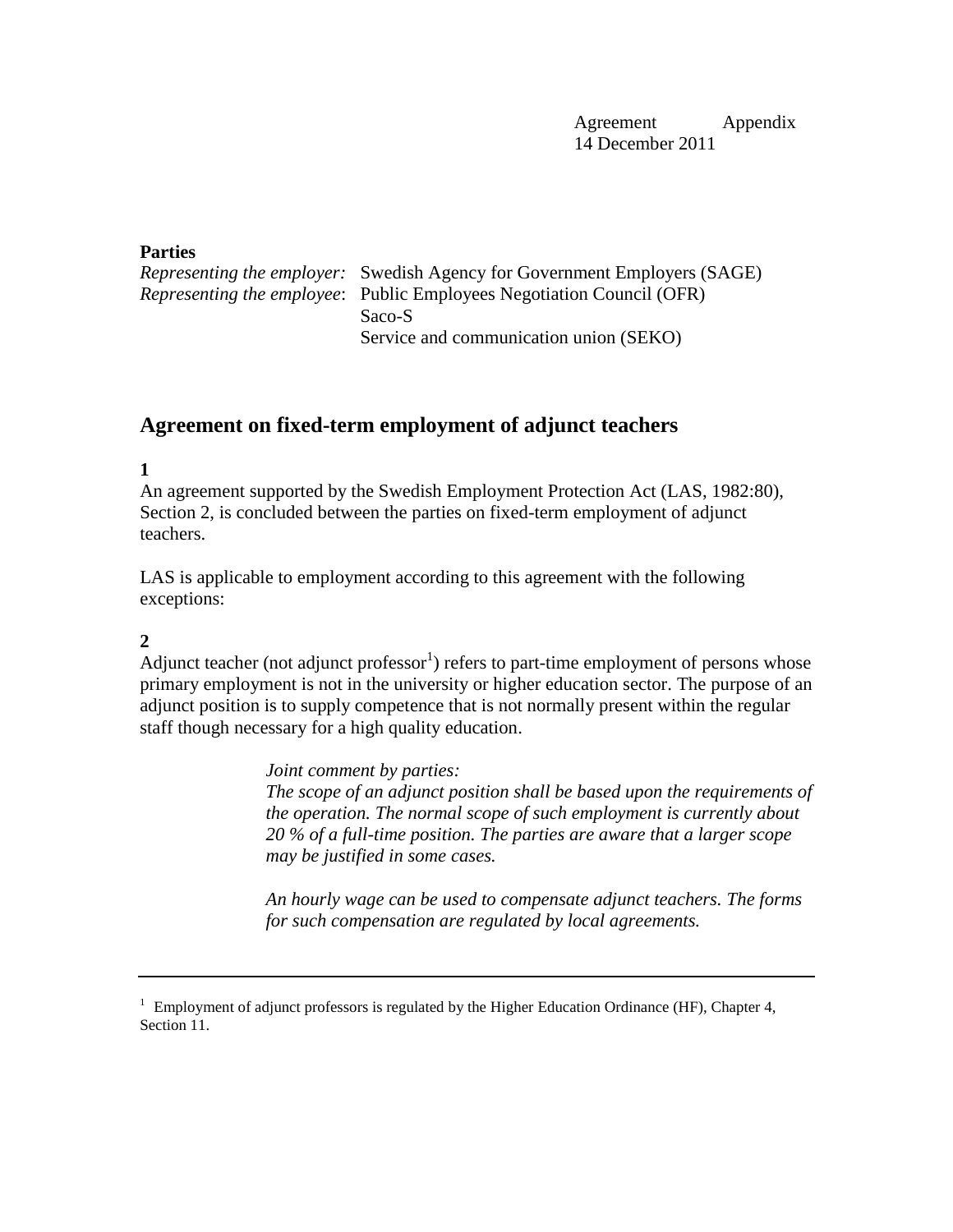Agreement Appendix
14 December 2011

**Parties**

*Representing the employer:* Swedish Agency for Government Employers (SAGE)
*Representing the employee*: Public Employees Negotiation Council (OFR)
Saco-S
Service and communication union (SEKO)

## Agreement on fixed-term employment of adjunct teachers

**1**

An agreement supported by the Swedish Employment Protection Act (LAS, 1982:80), Section 2, is concluded between the parties on fixed-term employment of adjunct teachers.

LAS is applicable to employment according to this agreement with the following exceptions:

**2**

Adjunct teacher (not adjunct professor[1]) refers to part-time employment of persons whose primary employment is not in the university or higher education sector. The purpose of an adjunct position is to supply competence that is not normally present within the regular staff though necessary for a high quality education.

> *Joint comment by parties:*
> *The scope of an adjunct position shall be based upon the requirements of the operation. The normal scope of such employment is currently about 20 % of a full-time position. The parties are aware that a larger scope may be justified in some cases.*
>
> *An hourly wage can be used to compensate adjunct teachers. The forms for such compensation are regulated by local agreements.*

---

[1] Employment of adjunct professors is regulated by the Higher Education Ordinance (HF), Chapter 4, Section 11.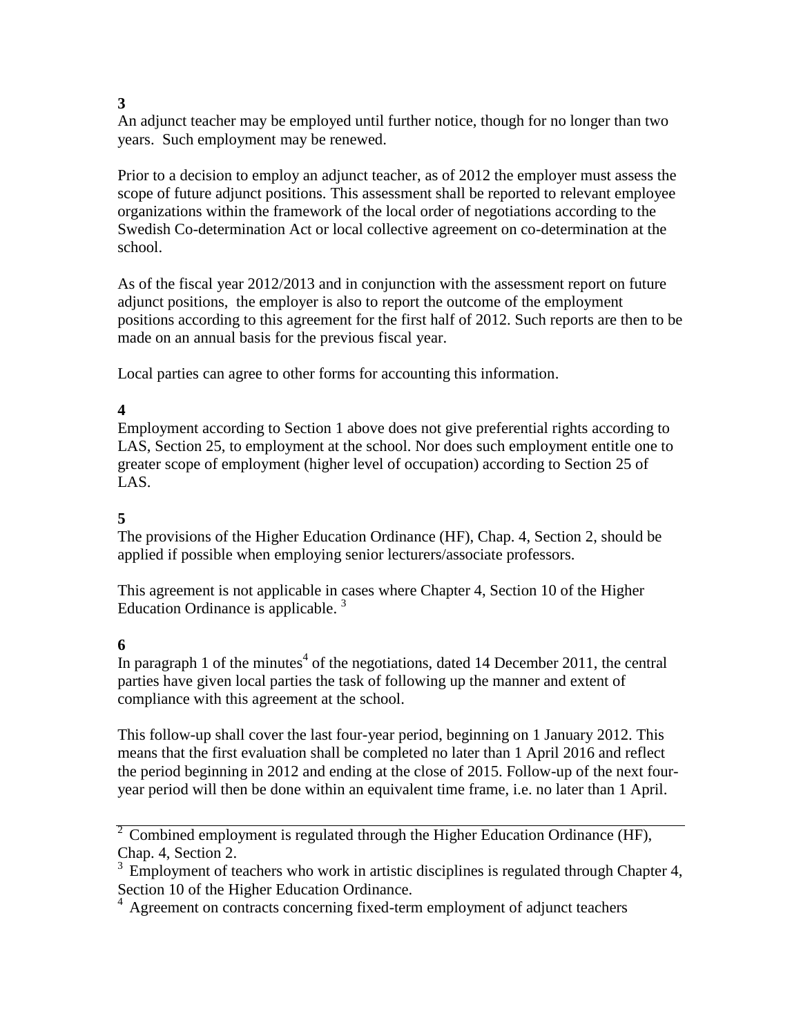**3**

An adjunct teacher may be employed until further notice, though for no longer than two years. Such employment may be renewed.

Prior to a decision to employ an adjunct teacher, as of 2012 the employer must assess the scope of future adjunct positions. This assessment shall be reported to relevant employee organizations within the framework of the local order of negotiations according to the Swedish Co-determination Act or local collective agreement on co-determination at the school.

As of the fiscal year 2012/2013 and in conjunction with the assessment report on future adjunct positions, the employer is also to report the outcome of the employment positions according to this agreement for the first half of 2012. Such reports are then to be made on an annual basis for the previous fiscal year.

Local parties can agree to other forms for accounting this information.

**4**

Employment according to Section 1 above does not give preferential rights according to LAS, Section 25, to employment at the school. Nor does such employment entitle one to greater scope of employment (higher level of occupation) according to Section 25 of LAS.

**5**

The provisions of the Higher Education Ordinance (HF), Chap. 4, Section 2, should be applied if possible when employing senior lecturers/associate professors.

This agreement is not applicable in cases where Chapter 4, Section 10 of the Higher Education Ordinance is applicable. [3]

**6**

In paragraph 1 of the minutes[4] of the negotiations, dated 14 December 2011, the central parties have given local parties the task of following up the manner and extent of compliance with this agreement at the school.

This follow-up shall cover the last four-year period, beginning on 1 January 2012. This means that the first evaluation shall be completed no later than 1 April 2016 and reflect the period beginning in 2012 and ending at the close of 2015. Follow-up of the next four-year period will then be done within an equivalent time frame, i.e. no later than 1 April.

---

[2] Combined employment is regulated through the Higher Education Ordinance (HF), Chap. 4, Section 2.

[3] Employment of teachers who work in artistic disciplines is regulated through Chapter 4, Section 10 of the Higher Education Ordinance.

[4] Agreement on contracts concerning fixed-term employment of adjunct teachers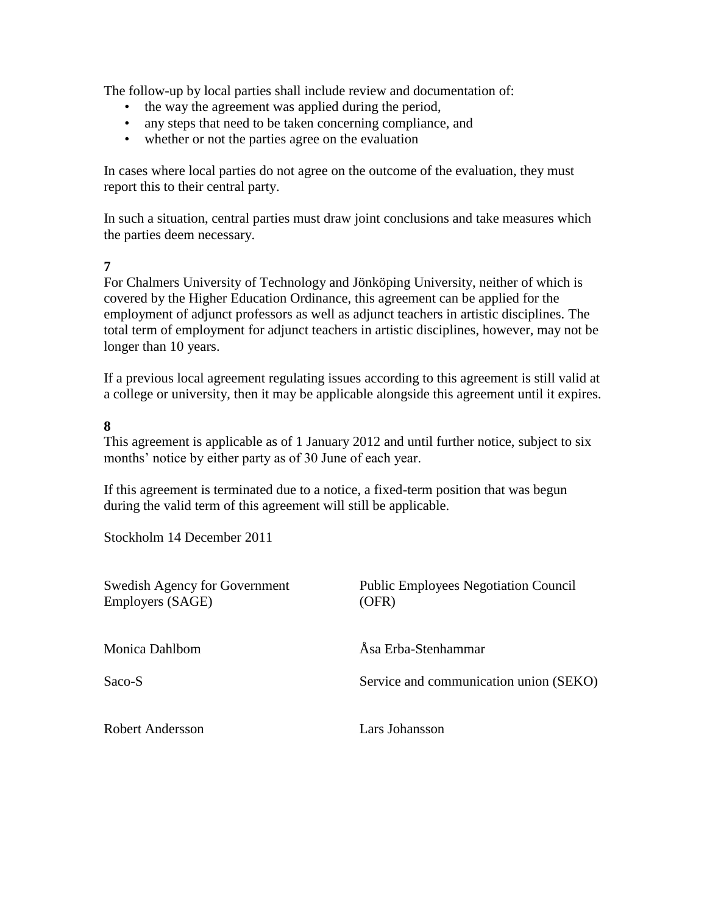The follow-up by local parties shall include review and documentation of:

- the way the agreement was applied during the period,
- any steps that need to be taken concerning compliance, and
- whether or not the parties agree on the evaluation

In cases where local parties do not agree on the outcome of the evaluation, they must report this to their central party.

In such a situation, central parties must draw joint conclusions and take measures which the parties deem necessary.

**7**

For Chalmers University of Technology and Jönköping University, neither of which is covered by the Higher Education Ordinance, this agreement can be applied for the employment of adjunct professors as well as adjunct teachers in artistic disciplines. The total term of employment for adjunct teachers in artistic disciplines, however, may not be longer than 10 years.

If a previous local agreement regulating issues according to this agreement is still valid at a college or university, then it may be applicable alongside this agreement until it expires.

**8**

This agreement is applicable as of 1 January 2012 and until further notice, subject to six months' notice by either party as of 30 June of each year.

If this agreement is terminated due to a notice, a fixed-term position that was begun during the valid term of this agreement will still be applicable.

Stockholm 14 December 2011

| | |
|---|---|
| Swedish Agency for Government Employers (SAGE) | Public Employees Negotiation Council (OFR) |
| Monica Dahlbom | Åsa Erba-Stenhammar |
| Saco-S | Service and communication union (SEKO) |
| Robert Andersson | Lars Johansson |